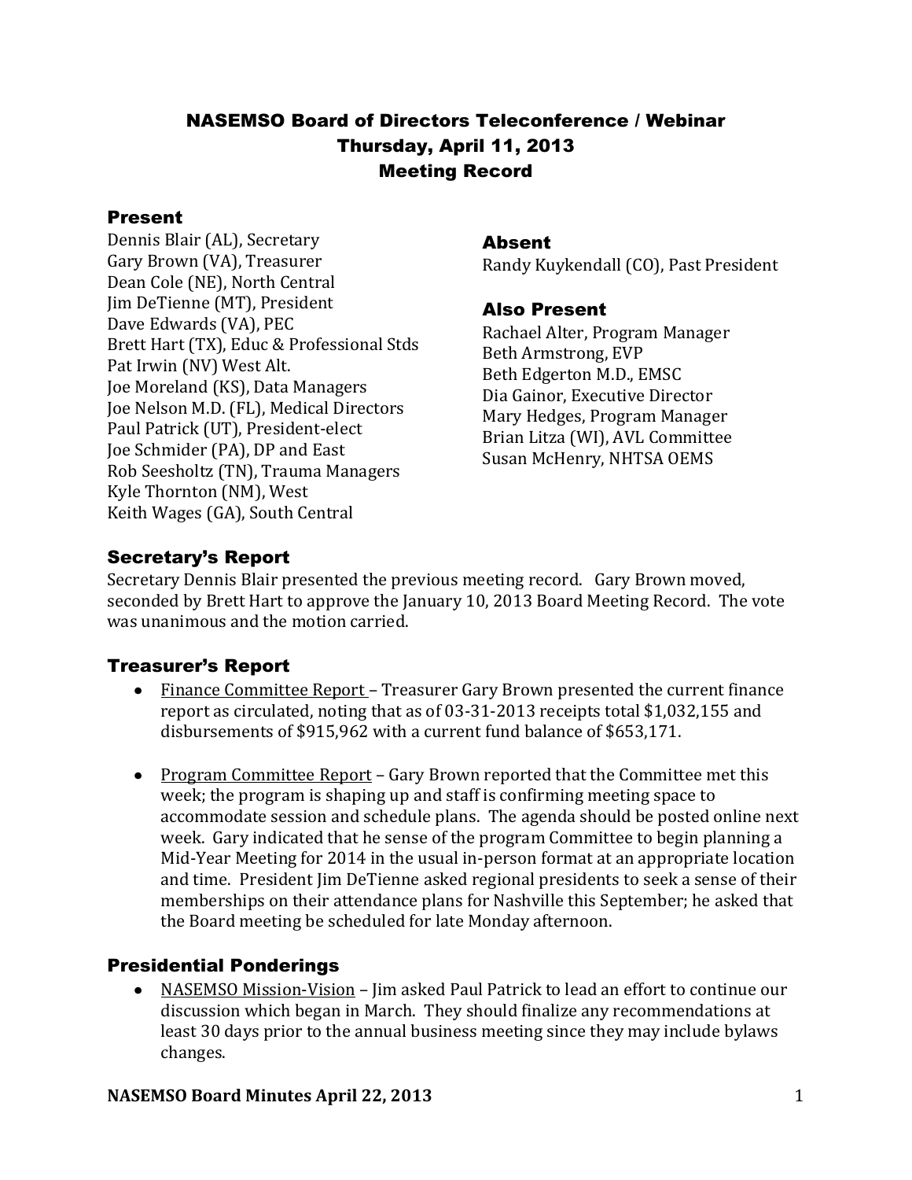# NASEMSO Board of Directors Teleconference / Webinar
# Thursday, April 11, 2013
# Meeting Record

## Present

Dennis Blair (AL), Secretary
Gary Brown (VA), Treasurer
Dean Cole (NE), North Central
Jim DeTienne (MT), President
Dave Edwards (VA), PEC
Brett Hart (TX), Educ & Professional Stds
Pat Irwin (NV) West Alt.
Joe Moreland (KS), Data Managers
Joe Nelson M.D. (FL), Medical Directors
Paul Patrick (UT), President-elect
Joe Schmider (PA), DP and East
Rob Seesholtz (TN), Trauma Managers
Kyle Thornton (NM), West
Keith Wages (GA), South Central

## Absent

Randy Kuykendall (CO), Past President

## Also Present

Rachael Alter, Program Manager
Beth Armstrong, EVP
Beth Edgerton M.D., EMSC
Dia Gainor, Executive Director
Mary Hedges, Program Manager
Brian Litza (WI), AVL Committee
Susan McHenry, NHTSA OEMS

## Secretary's Report

Secretary Dennis Blair presented the previous meeting record. Gary Brown moved, seconded by Brett Hart to approve the January 10, 2013 Board Meeting Record. The vote was unanimous and the motion carried.

## Treasurer's Report

- Finance Committee Report – Treasurer Gary Brown presented the current finance report as circulated, noting that as of 03-31-2013 receipts total $1,032,155 and disbursements of $915,962 with a current fund balance of $653,171.

- Program Committee Report – Gary Brown reported that the Committee met this week; the program is shaping up and staff is confirming meeting space to accommodate session and schedule plans. The agenda should be posted online next week. Gary indicated that he sense of the program Committee to begin planning a Mid-Year Meeting for 2014 in the usual in-person format at an appropriate location and time. President Jim DeTienne asked regional presidents to seek a sense of their memberships on their attendance plans for Nashville this September; he asked that the Board meeting be scheduled for late Monday afternoon.

## Presidential Ponderings

- NASEMSO Mission-Vision – Jim asked Paul Patrick to lead an effort to continue our discussion which began in March. They should finalize any recommendations at least 30 days prior to the annual business meeting since they may include bylaws changes.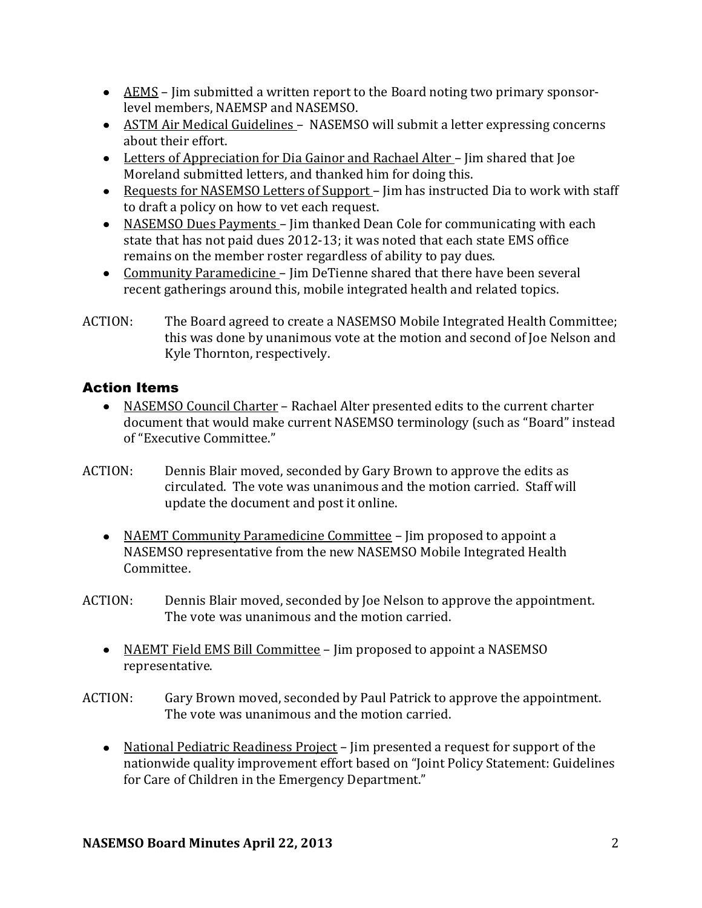- <u>AEMS</u> – Jim submitted a written report to the Board noting two primary sponsor-level members, NAEMSP and NASEMSO.
- <u>ASTM Air Medical Guidelines</u> – NASEMSO will submit a letter expressing concerns about their effort.
- <u>Letters of Appreciation for Dia Gainor and Rachael Alter</u> – Jim shared that Joe Moreland submitted letters, and thanked him for doing this.
- <u>Requests for NASEMSO Letters of Support</u> – Jim has instructed Dia to work with staff to draft a policy on how to vet each request.
- <u>NASEMSO Dues Payments</u> – Jim thanked Dean Cole for communicating with each state that has not paid dues 2012-13; it was noted that each state EMS office remains on the member roster regardless of ability to pay dues.
- <u>Community Paramedicine</u> – Jim DeTienne shared that there have been several recent gatherings around this, mobile integrated health and related topics.

ACTION: The Board agreed to create a NASEMSO Mobile Integrated Health Committee; this was done by unanimous vote at the motion and second of Joe Nelson and Kyle Thornton, respectively.

## Action Items

- <u>NASEMSO Council Charter</u> – Rachael Alter presented edits to the current charter document that would make current NASEMSO terminology (such as "Board" instead of "Executive Committee."

ACTION: Dennis Blair moved, seconded by Gary Brown to approve the edits as circulated. The vote was unanimous and the motion carried. Staff will update the document and post it online.

- <u>NAEMT Community Paramedicine Committee</u> – Jim proposed to appoint a NASEMSO representative from the new NASEMSO Mobile Integrated Health Committee.

ACTION: Dennis Blair moved, seconded by Joe Nelson to approve the appointment. The vote was unanimous and the motion carried.

- <u>NAEMT Field EMS Bill Committee</u> – Jim proposed to appoint a NASEMSO representative.

ACTION: Gary Brown moved, seconded by Paul Patrick to approve the appointment. The vote was unanimous and the motion carried.

- <u>National Pediatric Readiness Project</u> – Jim presented a request for support of the nationwide quality improvement effort based on "Joint Policy Statement: Guidelines for Care of Children in the Emergency Department."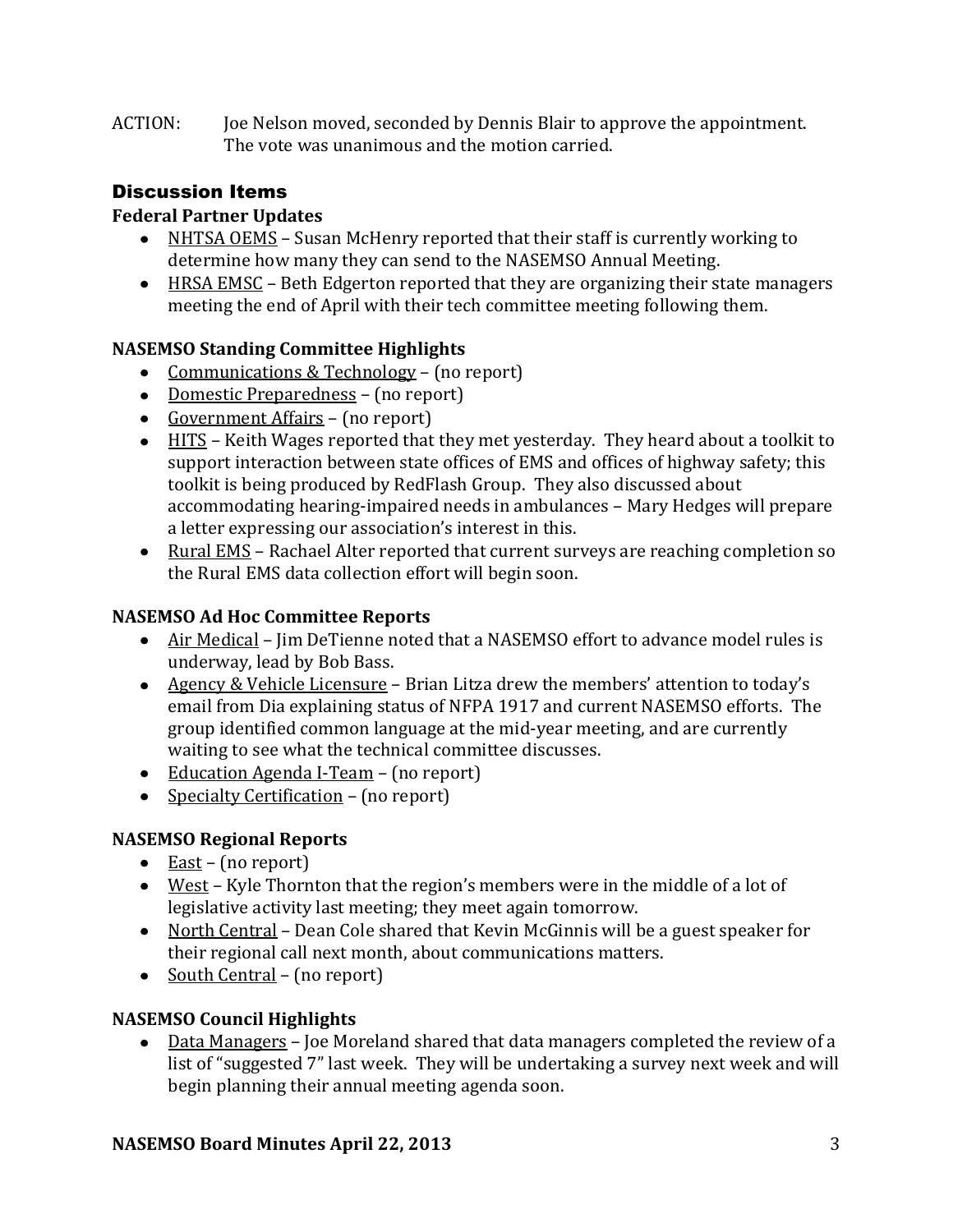ACTION: Joe Nelson moved, seconded by Dennis Blair to approve the appointment. The vote was unanimous and the motion carried.

## Discussion Items

**Federal Partner Updates**

- NHTSA OEMS – Susan McHenry reported that their staff is currently working to determine how many they can send to the NASEMSO Annual Meeting.
- HRSA EMSC – Beth Edgerton reported that they are organizing their state managers meeting the end of April with their tech committee meeting following them.

**NASEMSO Standing Committee Highlights**

- Communications & Technology – (no report)
- Domestic Preparedness – (no report)
- Government Affairs – (no report)
- HITS – Keith Wages reported that they met yesterday. They heard about a toolkit to support interaction between state offices of EMS and offices of highway safety; this toolkit is being produced by RedFlash Group. They also discussed about accommodating hearing-impaired needs in ambulances – Mary Hedges will prepare a letter expressing our association's interest in this.
- Rural EMS – Rachael Alter reported that current surveys are reaching completion so the Rural EMS data collection effort will begin soon.

**NASEMSO Ad Hoc Committee Reports**

- Air Medical – Jim DeTienne noted that a NASEMSO effort to advance model rules is underway, lead by Bob Bass.
- Agency & Vehicle Licensure – Brian Litza drew the members' attention to today's email from Dia explaining status of NFPA 1917 and current NASEMSO efforts. The group identified common language at the mid-year meeting, and are currently waiting to see what the technical committee discusses.
- Education Agenda I-Team – (no report)
- Specialty Certification – (no report)

**NASEMSO Regional Reports**

- East – (no report)
- West – Kyle Thornton that the region's members were in the middle of a lot of legislative activity last meeting; they meet again tomorrow.
- North Central – Dean Cole shared that Kevin McGinnis will be a guest speaker for their regional call next month, about communications matters.
- South Central – (no report)

**NASEMSO Council Highlights**

- Data Managers – Joe Moreland shared that data managers completed the review of a list of "suggested 7" last week. They will be undertaking a survey next week and will begin planning their annual meeting agenda soon.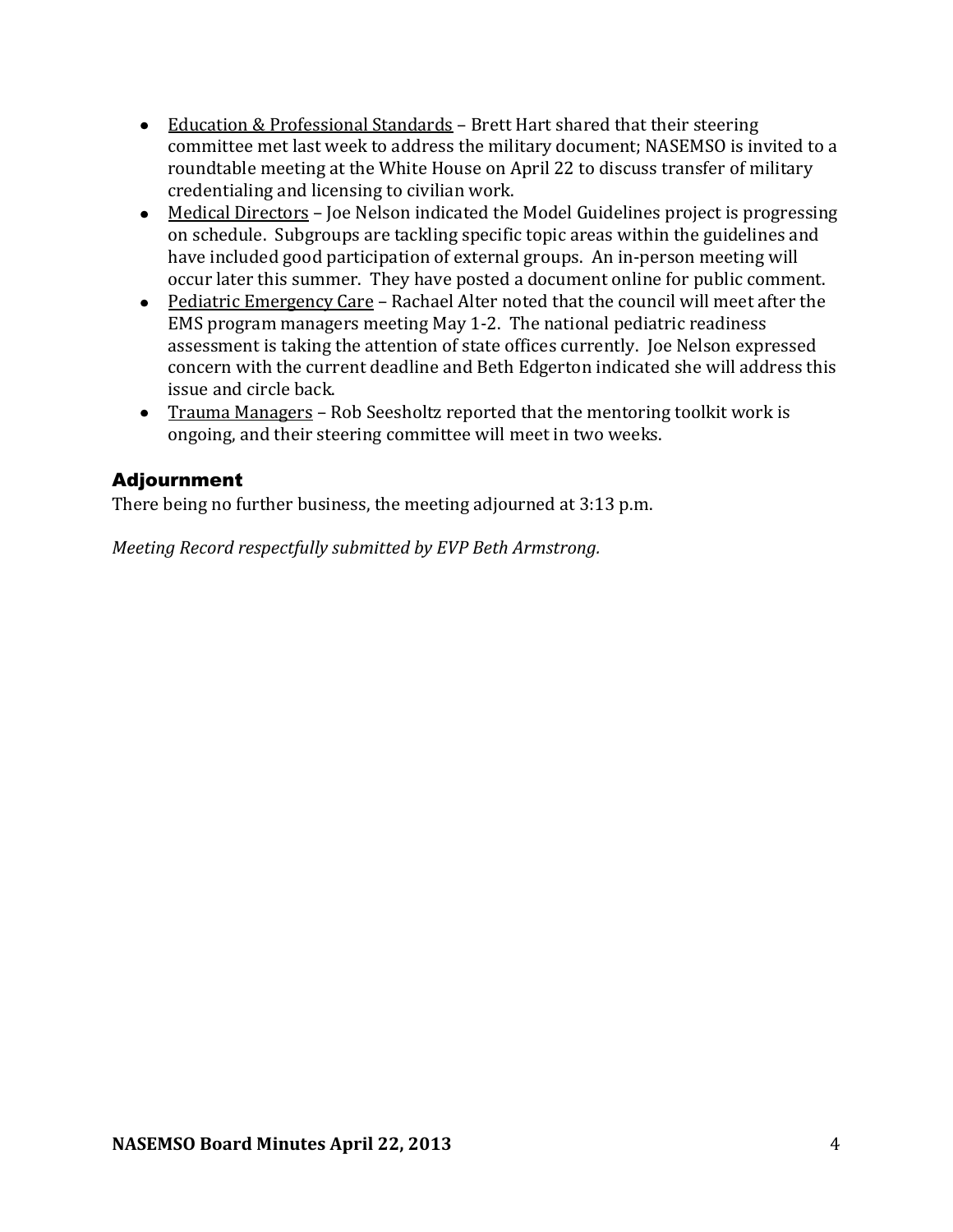- Education & Professional Standards – Brett Hart shared that their steering committee met last week to address the military document; NASEMSO is invited to a roundtable meeting at the White House on April 22 to discuss transfer of military credentialing and licensing to civilian work.
- Medical Directors – Joe Nelson indicated the Model Guidelines project is progressing on schedule. Subgroups are tackling specific topic areas within the guidelines and have included good participation of external groups. An in-person meeting will occur later this summer. They have posted a document online for public comment.
- Pediatric Emergency Care – Rachael Alter noted that the council will meet after the EMS program managers meeting May 1-2. The national pediatric readiness assessment is taking the attention of state offices currently. Joe Nelson expressed concern with the current deadline and Beth Edgerton indicated she will address this issue and circle back.
- Trauma Managers – Rob Seesholtz reported that the mentoring toolkit work is ongoing, and their steering committee will meet in two weeks.

## Adjournment

There being no further business, the meeting adjourned at 3:13 p.m.

*Meeting Record respectfully submitted by EVP Beth Armstrong.*